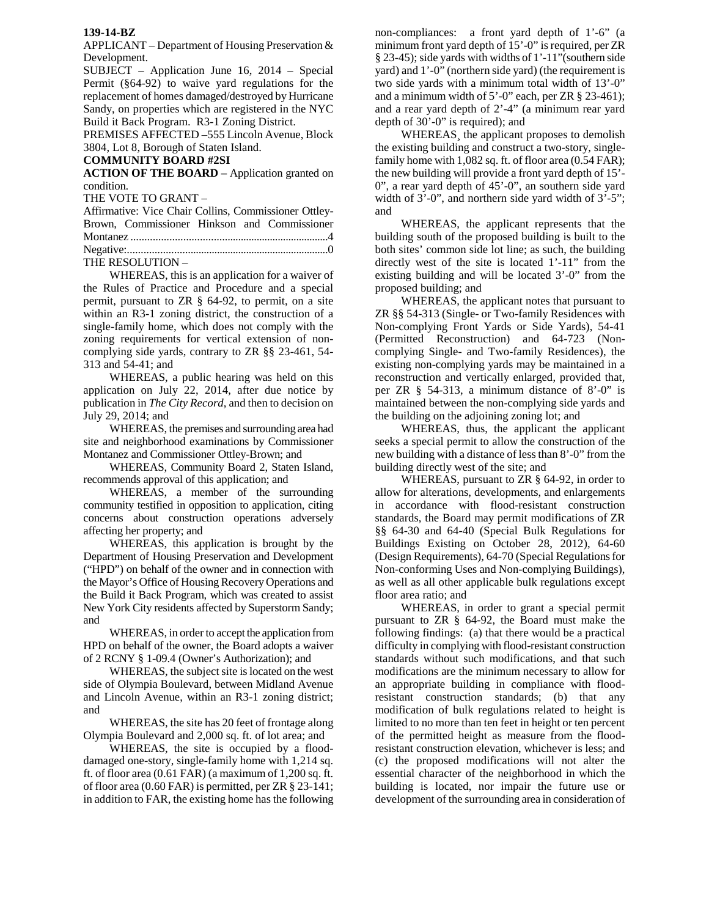**139-14-BZ**

APPLICANT – Department of Housing Preservation & Development.

SUBJECT – Application June 16, 2014 – Special Permit (§64-92) to waive yard regulations for the replacement of homes damaged/destroyed by Hurricane Sandy, on properties which are registered in the NYC Build it Back Program. R3-1 Zoning District.

PREMISES AFFECTED –555 Lincoln Avenue, Block 3804, Lot 8, Borough of Staten Island.

**COMMUNITY BOARD #2SI**

**ACTION OF THE BOARD –** Application granted on condition.

THE VOTE TO GRANT –

Affirmative: Vice Chair Collins, Commissioner Ottley-Brown, Commissioner Hinkson and Commissioner Montanez ........................................................................4

Negative:..........................................................................0

THE RESOLUTION –

WHEREAS, this is an application for a waiver of the Rules of Practice and Procedure and a special permit, pursuant to ZR § 64-92, to permit, on a site within an R3-1 zoning district, the construction of a single-family home, which does not comply with the zoning requirements for vertical extension of non-complying side yards, contrary to ZR §§ 23-461, 54-313 and 54-41; and

WHEREAS, a public hearing was held on this application on July 22, 2014, after due notice by publication in *The City Record*, and then to decision on July 29, 2014; and

WHEREAS, the premises and surrounding area had site and neighborhood examinations by Commissioner Montanez and Commissioner Ottley-Brown; and

WHEREAS, Community Board 2, Staten Island, recommends approval of this application; and

WHEREAS, a member of the surrounding community testified in opposition to application, citing concerns about construction operations adversely affecting her property; and

WHEREAS, this application is brought by the Department of Housing Preservation and Development ("HPD") on behalf of the owner and in connection with the Mayor's Office of Housing Recovery Operations and the Build it Back Program, which was created to assist New York City residents affected by Superstorm Sandy; and

WHEREAS, in order to accept the application from HPD on behalf of the owner, the Board adopts a waiver of 2 RCNY § 1-09.4 (Owner's Authorization); and

WHEREAS, the subject site is located on the west side of Olympia Boulevard, between Midland Avenue and Lincoln Avenue, within an R3-1 zoning district; and

WHEREAS, the site has 20 feet of frontage along Olympia Boulevard and 2,000 sq. ft. of lot area; and

WHEREAS, the site is occupied by a flood-damaged one-story, single-family home with 1,214 sq. ft. of floor area (0.61 FAR) (a maximum of 1,200 sq. ft. of floor area (0.60 FAR) is permitted, per ZR § 23-141; in addition to FAR, the existing home has the following non-compliances: a front yard depth of 1'-6" (a minimum front yard depth of 15'-0" is required, per ZR § 23-45); side yards with widths of 1'-11"(southern side yard) and 1'-0" (northern side yard) (the requirement is two side yards with a minimum total width of 13'-0" and a minimum width of 5'-0" each, per ZR § 23-461); and a rear yard depth of 2'-4" (a minimum rear yard depth of 30'-0" is required); and

WHEREAS¸ the applicant proposes to demolish the existing building and construct a two-story, single-family home with 1,082 sq. ft. of floor area (0.54 FAR); the new building will provide a front yard depth of 15'-0", a rear yard depth of 45'-0", an southern side yard width of 3'-0", and northern side yard width of 3'-5"; and

WHEREAS, the applicant represents that the building south of the proposed building is built to the both sites' common side lot line; as such, the building directly west of the site is located 1'-11" from the existing building and will be located 3'-0" from the proposed building; and

WHEREAS, the applicant notes that pursuant to ZR §§ 54-313 (Single- or Two-family Residences with Non-complying Front Yards or Side Yards), 54-41 (Permitted Reconstruction) and 64-723 (Non-complying Single- and Two-family Residences), the existing non-complying yards may be maintained in a reconstruction and vertically enlarged, provided that, per ZR § 54-313, a minimum distance of 8'-0" is maintained between the non-complying side yards and the building on the adjoining zoning lot; and

WHEREAS, thus, the applicant the applicant seeks a special permit to allow the construction of the new building with a distance of less than 8'-0" from the building directly west of the site; and

WHEREAS, pursuant to ZR § 64-92, in order to allow for alterations, developments, and enlargements in accordance with flood-resistant construction standards, the Board may permit modifications of ZR §§ 64-30 and 64-40 (Special Bulk Regulations for Buildings Existing on October 28, 2012), 64-60 (Design Requirements), 64-70 (Special Regulations for Non-conforming Uses and Non-complying Buildings), as well as all other applicable bulk regulations except floor area ratio; and

WHEREAS, in order to grant a special permit pursuant to ZR § 64-92, the Board must make the following findings: (a) that there would be a practical difficulty in complying with flood-resistant construction standards without such modifications, and that such modifications are the minimum necessary to allow for an appropriate building in compliance with flood-resistant construction standards; (b) that any modification of bulk regulations related to height is limited to no more than ten feet in height or ten percent of the permitted height as measure from the flood-resistant construction elevation, whichever is less; and (c) the proposed modifications will not alter the essential character of the neighborhood in which the building is located, nor impair the future use or development of the surrounding area in consideration of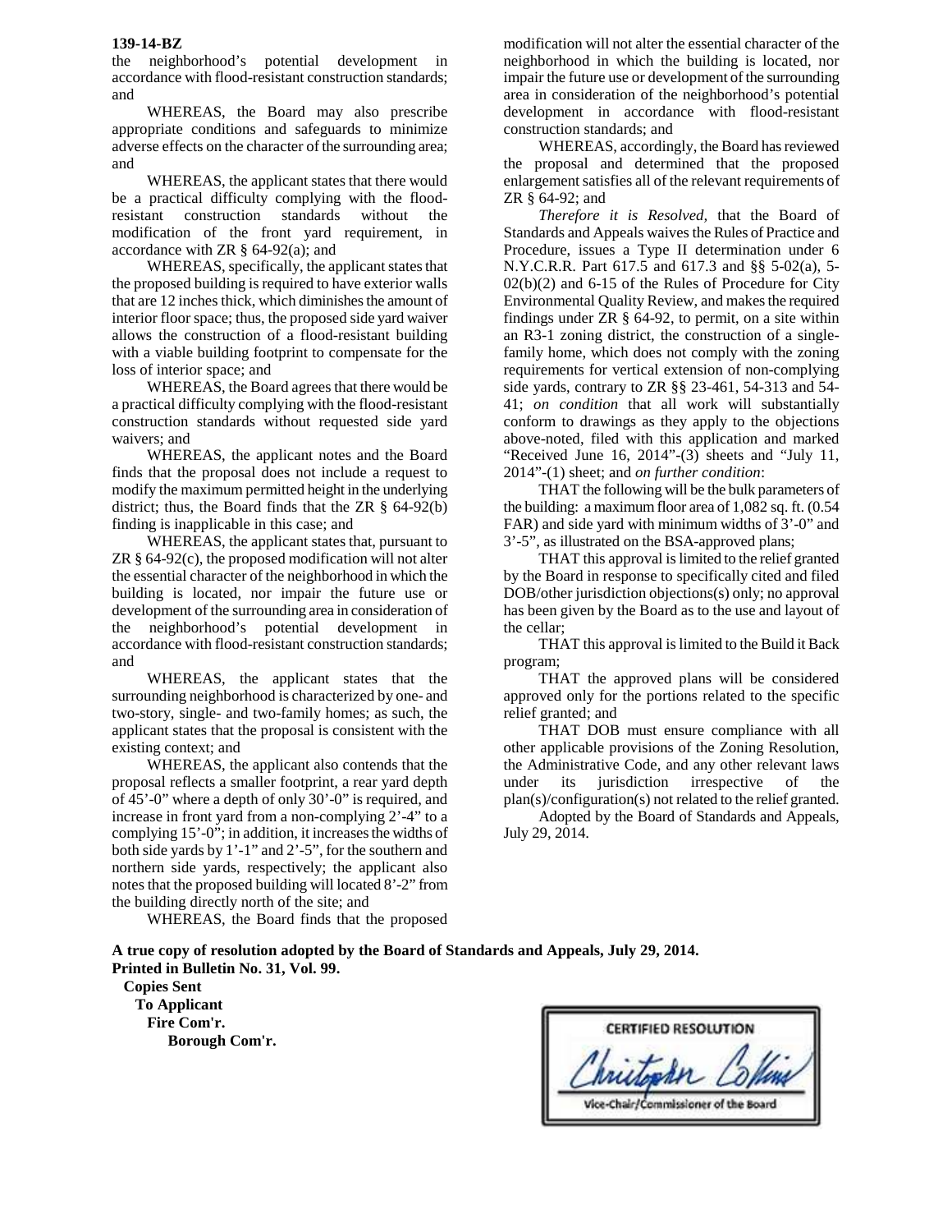**139-14-BZ**

the neighborhood's potential development in accordance with flood-resistant construction standards; and

WHEREAS, the Board may also prescribe appropriate conditions and safeguards to minimize adverse effects on the character of the surrounding area; and

WHEREAS, the applicant states that there would be a practical difficulty complying with the flood-resistant construction standards without the modification of the front yard requirement, in accordance with ZR § 64-92(a); and

WHEREAS, specifically, the applicant states that the proposed building is required to have exterior walls that are 12 inches thick, which diminishes the amount of interior floor space; thus, the proposed side yard waiver allows the construction of a flood-resistant building with a viable building footprint to compensate for the loss of interior space; and

WHEREAS, the Board agrees that there would be a practical difficulty complying with the flood-resistant construction standards without requested side yard waivers; and

WHEREAS, the applicant notes and the Board finds that the proposal does not include a request to modify the maximum permitted height in the underlying district; thus, the Board finds that the ZR § 64-92(b) finding is inapplicable in this case; and

WHEREAS, the applicant states that, pursuant to ZR § 64-92(c), the proposed modification will not alter the essential character of the neighborhood in which the building is located, nor impair the future use or development of the surrounding area in consideration of the neighborhood's potential development in accordance with flood-resistant construction standards; and

WHEREAS, the applicant states that the surrounding neighborhood is characterized by one- and two-story, single- and two-family homes; as such, the applicant states that the proposal is consistent with the existing context; and

WHEREAS, the applicant also contends that the proposal reflects a smaller footprint, a rear yard depth of 45'-0" where a depth of only 30'-0" is required, and increase in front yard from a non-complying 2'-4" to a complying 15'-0"; in addition, it increases the widths of both side yards by 1'-1" and 2'-5", for the southern and northern side yards, respectively; the applicant also notes that the proposed building will located 8'-2" from the building directly north of the site; and

WHEREAS, the Board finds that the proposed modification will not alter the essential character of the neighborhood in which the building is located, nor impair the future use or development of the surrounding area in consideration of the neighborhood's potential development in accordance with flood-resistant construction standards; and

WHEREAS, accordingly, the Board has reviewed the proposal and determined that the proposed enlargement satisfies all of the relevant requirements of ZR § 64-92; and

*Therefore it is Resolved,* that the Board of Standards and Appeals waives the Rules of Practice and Procedure, issues a Type II determination under 6 N.Y.C.R.R. Part 617.5 and 617.3 and §§ 5-02(a), 5-02(b)(2) and 6-15 of the Rules of Procedure for City Environmental Quality Review, and makes the required findings under ZR § 64-92, to permit, on a site within an R3-1 zoning district, the construction of a single-family home, which does not comply with the zoning requirements for vertical extension of non-complying side yards, contrary to ZR §§ 23-461, 54-313 and 54-41; *on condition* that all work will substantially conform to drawings as they apply to the objections above-noted, filed with this application and marked "Received June 16, 2014"-(3) sheets and "July 11, 2014"-(1) sheet; and *on further condition*:

THAT the following will be the bulk parameters of the building: a maximum floor area of 1,082 sq. ft. (0.54 FAR) and side yard with minimum widths of 3'-0" and 3'-5", as illustrated on the BSA-approved plans;

THAT this approval is limited to the relief granted by the Board in response to specifically cited and filed DOB/other jurisdiction objections(s) only; no approval has been given by the Board as to the use and layout of the cellar;

THAT this approval is limited to the Build it Back program;

THAT the approved plans will be considered approved only for the portions related to the specific relief granted; and

THAT DOB must ensure compliance with all other applicable provisions of the Zoning Resolution, the Administrative Code, and any other relevant laws under its jurisdiction irrespective of the plan(s)/configuration(s) not related to the relief granted.

Adopted by the Board of Standards and Appeals, July 29, 2014.

**A true copy of resolution adopted by the Board of Standards and Appeals, July 29, 2014.**
**Printed in Bulletin No. 31, Vol. 99.**

**Copies Sent**
**To Applicant**
**Fire Com'r.**
**Borough Com'r.**

CERTIFIED RESOLUTION

Christopher Collins

Vice-Chair/Commissioner of the Board